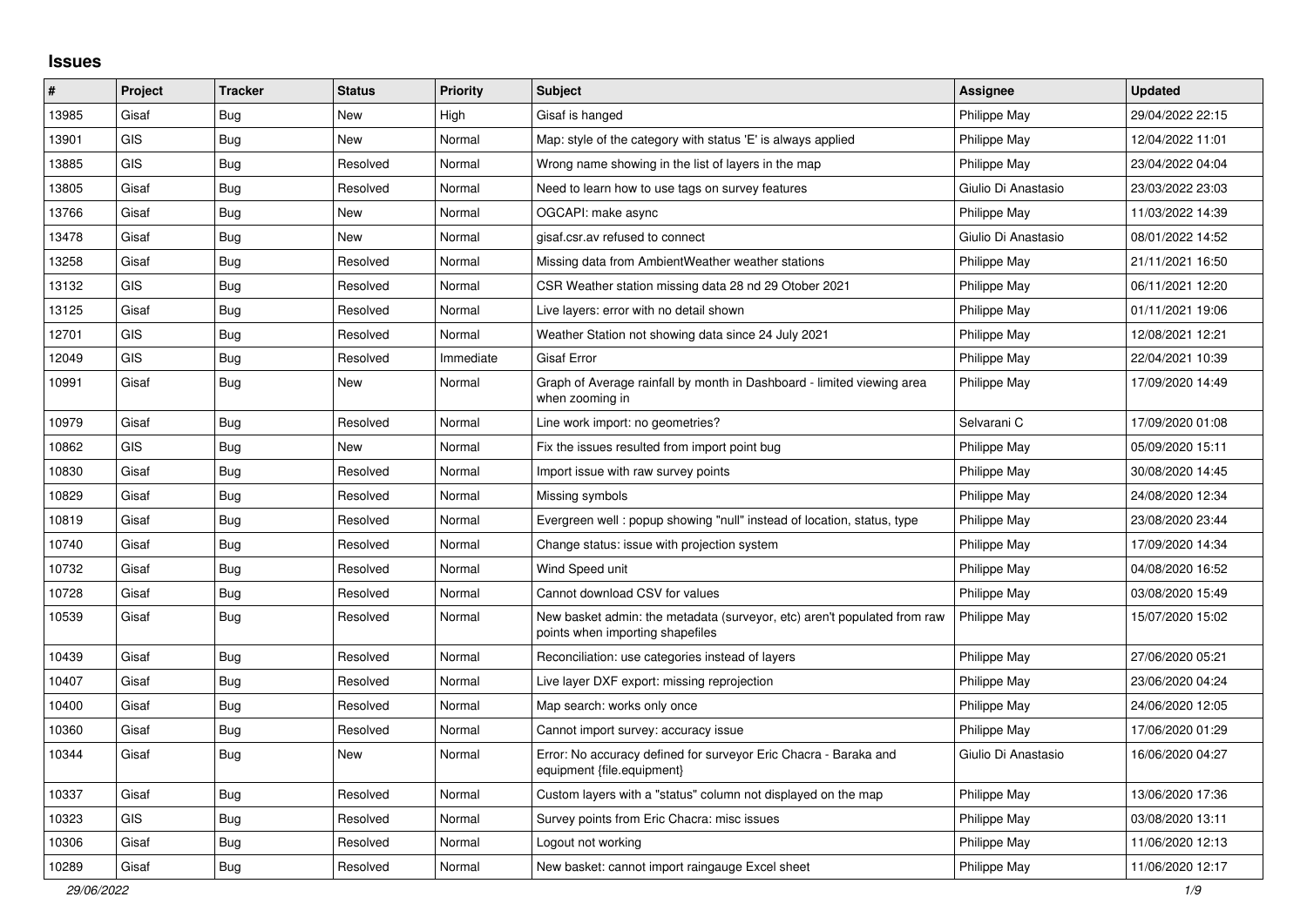# Issues

| # | Project | Tracker | Status | Priority | Subject | Assignee | Updated |
|---|---|---|---|---|---|---|---|
| 13985 | Gisaf | Bug | New | High | Gisaf is hanged | Philippe May | 29/04/2022 22:15 |
| 13901 | GIS | Bug | New | Normal | Map: style of the category with status 'E' is always applied | Philippe May | 12/04/2022 11:01 |
| 13885 | GIS | Bug | Resolved | Normal | Wrong name showing in the list of layers in the map | Philippe May | 23/04/2022 04:04 |
| 13805 | Gisaf | Bug | Resolved | Normal | Need to learn how to use tags on survey features | Giulio Di Anastasio | 23/03/2022 23:03 |
| 13766 | Gisaf | Bug | New | Normal | OGCAPI: make async | Philippe May | 11/03/2022 14:39 |
| 13478 | Gisaf | Bug | New | Normal | gisaf.csr.av refused to connect | Giulio Di Anastasio | 08/01/2022 14:52 |
| 13258 | Gisaf | Bug | Resolved | Normal | Missing data from AmbientWeather weather stations | Philippe May | 21/11/2021 16:50 |
| 13132 | GIS | Bug | Resolved | Normal | CSR Weather station missing data 28 nd 29 Otober 2021 | Philippe May | 06/11/2021 12:20 |
| 13125 | Gisaf | Bug | Resolved | Normal | Live layers: error with no detail shown | Philippe May | 01/11/2021 19:06 |
| 12701 | GIS | Bug | Resolved | Normal | Weather Station not showing data since 24 July 2021 | Philippe May | 12/08/2021 12:21 |
| 12049 | GIS | Bug | Resolved | Immediate | Gisaf Error | Philippe May | 22/04/2021 10:39 |
| 10991 | Gisaf | Bug | New | Normal | Graph of Average rainfall by month in Dashboard - limited viewing area when zooming in | Philippe May | 17/09/2020 14:49 |
| 10979 | Gisaf | Bug | Resolved | Normal | Line work import: no geometries? | Selvarani C | 17/09/2020 01:08 |
| 10862 | GIS | Bug | New | Normal | Fix the issues resulted from import point bug | Philippe May | 05/09/2020 15:11 |
| 10830 | Gisaf | Bug | Resolved | Normal | Import issue with raw survey points | Philippe May | 30/08/2020 14:45 |
| 10829 | Gisaf | Bug | Resolved | Normal | Missing symbols | Philippe May | 24/08/2020 12:34 |
| 10819 | Gisaf | Bug | Resolved | Normal | Evergreen well : popup showing "null" instead of location, status, type | Philippe May | 23/08/2020 23:44 |
| 10740 | Gisaf | Bug | Resolved | Normal | Change status: issue with projection system | Philippe May | 17/09/2020 14:34 |
| 10732 | Gisaf | Bug | Resolved | Normal | Wind Speed unit | Philippe May | 04/08/2020 16:52 |
| 10728 | Gisaf | Bug | Resolved | Normal | Cannot download CSV for values | Philippe May | 03/08/2020 15:49 |
| 10539 | Gisaf | Bug | Resolved | Normal | New basket admin: the metadata (surveyor, etc) aren't populated from raw points when importing shapefiles | Philippe May | 15/07/2020 15:02 |
| 10439 | Gisaf | Bug | Resolved | Normal | Reconciliation: use categories instead of layers | Philippe May | 27/06/2020 05:21 |
| 10407 | Gisaf | Bug | Resolved | Normal | Live layer DXF export: missing reprojection | Philippe May | 23/06/2020 04:24 |
| 10400 | Gisaf | Bug | Resolved | Normal | Map search: works only once | Philippe May | 24/06/2020 12:05 |
| 10360 | Gisaf | Bug | Resolved | Normal | Cannot import survey: accuracy issue | Philippe May | 17/06/2020 01:29 |
| 10344 | Gisaf | Bug | New | Normal | Error: No accuracy defined for surveyor Eric Chacra - Baraka and equipment {file.equipment} | Giulio Di Anastasio | 16/06/2020 04:27 |
| 10337 | Gisaf | Bug | Resolved | Normal | Custom layers with a "status" column not displayed on the map | Philippe May | 13/06/2020 17:36 |
| 10323 | GIS | Bug | Resolved | Normal | Survey points from Eric Chacra: misc issues | Philippe May | 03/08/2020 13:11 |
| 10306 | Gisaf | Bug | Resolved | Normal | Logout not working | Philippe May | 11/06/2020 12:13 |
| 10289 | Gisaf | Bug | Resolved | Normal | New basket: cannot import raingauge Excel sheet | Philippe May | 11/06/2020 12:17 |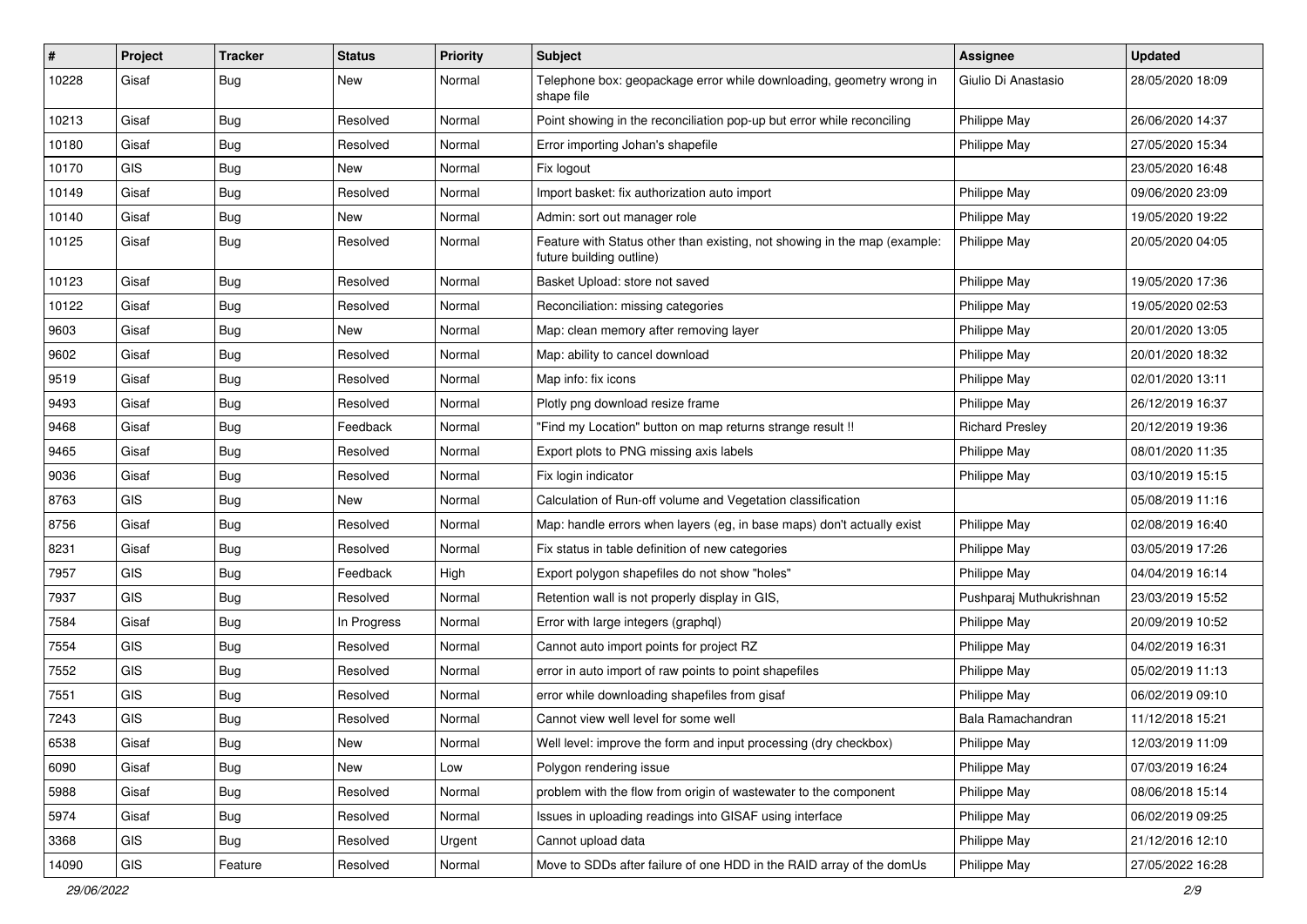| # | Project | Tracker | Status | Priority | Subject | Assignee | Updated |
|---|---|---|---|---|---|---|---|
| 10228 | Gisaf | Bug | New | Normal | Telephone box: geopackage error while downloading, geometry wrong in shape file | Giulio Di Anastasio | 28/05/2020 18:09 |
| 10213 | Gisaf | Bug | Resolved | Normal | Point showing in the reconciliation pop-up but error while reconciling | Philippe May | 26/06/2020 14:37 |
| 10180 | Gisaf | Bug | Resolved | Normal | Error importing Johan's shapefile | Philippe May | 27/05/2020 15:34 |
| 10170 | GIS | Bug | New | Normal | Fix logout | | 23/05/2020 16:48 |
| 10149 | Gisaf | Bug | Resolved | Normal | Import basket: fix authorization auto import | Philippe May | 09/06/2020 23:09 |
| 10140 | Gisaf | Bug | New | Normal | Admin: sort out manager role | Philippe May | 19/05/2020 19:22 |
| 10125 | Gisaf | Bug | Resolved | Normal | Feature with Status other than existing, not showing in the map (example: future building outline) | Philippe May | 20/05/2020 04:05 |
| 10123 | Gisaf | Bug | Resolved | Normal | Basket Upload: store not saved | Philippe May | 19/05/2020 17:36 |
| 10122 | Gisaf | Bug | Resolved | Normal | Reconciliation: missing categories | Philippe May | 19/05/2020 02:53 |
| 9603 | Gisaf | Bug | New | Normal | Map: clean memory after removing layer | Philippe May | 20/01/2020 13:05 |
| 9602 | Gisaf | Bug | Resolved | Normal | Map: ability to cancel download | Philippe May | 20/01/2020 18:32 |
| 9519 | Gisaf | Bug | Resolved | Normal | Map info: fix icons | Philippe May | 02/01/2020 13:11 |
| 9493 | Gisaf | Bug | Resolved | Normal | Plotly png download resize frame | Philippe May | 26/12/2019 16:37 |
| 9468 | Gisaf | Bug | Feedback | Normal | "Find my Location" button on map returns strange result !! | Richard Presley | 20/12/2019 19:36 |
| 9465 | Gisaf | Bug | Resolved | Normal | Export plots to PNG missing axis labels | Philippe May | 08/01/2020 11:35 |
| 9036 | Gisaf | Bug | Resolved | Normal | Fix login indicator | Philippe May | 03/10/2019 15:15 |
| 8763 | GIS | Bug | New | Normal | Calculation of Run-off volume and Vegetation classification | | 05/08/2019 11:16 |
| 8756 | Gisaf | Bug | Resolved | Normal | Map: handle errors when layers (eg, in base maps) don't actually exist | Philippe May | 02/08/2019 16:40 |
| 8231 | Gisaf | Bug | Resolved | Normal | Fix status in table definition of new categories | Philippe May | 03/05/2019 17:26 |
| 7957 | GIS | Bug | Feedback | High | Export polygon shapefiles do not show "holes" | Philippe May | 04/04/2019 16:14 |
| 7937 | GIS | Bug | Resolved | Normal | Retention wall is not properly display in GIS, | Pushparaj Muthukrishnan | 23/03/2019 15:52 |
| 7584 | Gisaf | Bug | In Progress | Normal | Error with large integers (graphql) | Philippe May | 20/09/2019 10:52 |
| 7554 | GIS | Bug | Resolved | Normal | Cannot auto import points for project RZ | Philippe May | 04/02/2019 16:31 |
| 7552 | GIS | Bug | Resolved | Normal | error in auto import of raw points to point shapefiles | Philippe May | 05/02/2019 11:13 |
| 7551 | GIS | Bug | Resolved | Normal | error while downloading shapefiles from gisaf | Philippe May | 06/02/2019 09:10 |
| 7243 | GIS | Bug | Resolved | Normal | Cannot view well level for some well | Bala Ramachandran | 11/12/2018 15:21 |
| 6538 | Gisaf | Bug | New | Normal | Well level: improve the form and input processing (dry checkbox) | Philippe May | 12/03/2019 11:09 |
| 6090 | Gisaf | Bug | New | Low | Polygon rendering issue | Philippe May | 07/03/2019 16:24 |
| 5988 | Gisaf | Bug | Resolved | Normal | problem with the flow from origin of wastewater to the component | Philippe May | 08/06/2018 15:14 |
| 5974 | Gisaf | Bug | Resolved | Normal | Issues in uploading readings into GISAF using interface | Philippe May | 06/02/2019 09:25 |
| 3368 | GIS | Bug | Resolved | Urgent | Cannot upload data | Philippe May | 21/12/2016 12:10 |
| 14090 | GIS | Feature | Resolved | Normal | Move to SDDs after failure of one HDD in the RAID array of the domUs | Philippe May | 27/05/2022 16:28 |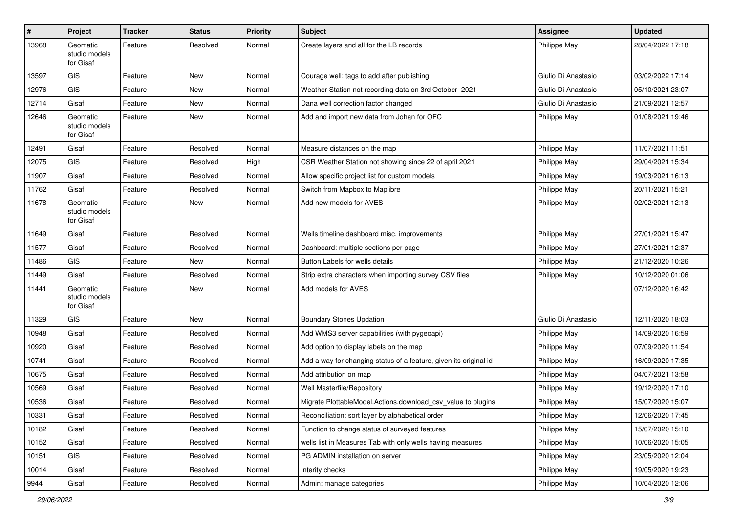| # | Project | Tracker | Status | Priority | Subject | Assignee | Updated |
|---|---|---|---|---|---|---|---|
| 13968 | Geomatic studio models for Gisaf | Feature | Resolved | Normal | Create layers and all for the LB records | Philippe May | 28/04/2022 17:18 |
| 13597 | GIS | Feature | New | Normal | Courage well: tags to add after publishing | Giulio Di Anastasio | 03/02/2022 17:14 |
| 12976 | GIS | Feature | New | Normal | Weather Station not recording data on 3rd October 2021 | Giulio Di Anastasio | 05/10/2021 23:07 |
| 12714 | Gisaf | Feature | New | Normal | Dana well correction factor changed | Giulio Di Anastasio | 21/09/2021 12:57 |
| 12646 | Geomatic studio models for Gisaf | Feature | New | Normal | Add and import new data from Johan for OFC | Philippe May | 01/08/2021 19:46 |
| 12491 | Gisaf | Feature | Resolved | Normal | Measure distances on the map | Philippe May | 11/07/2021 11:51 |
| 12075 | GIS | Feature | Resolved | High | CSR Weather Station not showing since 22 of april 2021 | Philippe May | 29/04/2021 15:34 |
| 11907 | Gisaf | Feature | Resolved | Normal | Allow specific project list for custom models | Philippe May | 19/03/2021 16:13 |
| 11762 | Gisaf | Feature | Resolved | Normal | Switch from Mapbox to Maplibre | Philippe May | 20/11/2021 15:21 |
| 11678 | Geomatic studio models for Gisaf | Feature | New | Normal | Add new models for AVES | Philippe May | 02/02/2021 12:13 |
| 11649 | Gisaf | Feature | Resolved | Normal | Wells timeline dashboard misc. improvements | Philippe May | 27/01/2021 15:47 |
| 11577 | Gisaf | Feature | Resolved | Normal | Dashboard: multiple sections per page | Philippe May | 27/01/2021 12:37 |
| 11486 | GIS | Feature | New | Normal | Button Labels for wells details | Philippe May | 21/12/2020 10:26 |
| 11449 | Gisaf | Feature | Resolved | Normal | Strip extra characters when importing survey CSV files | Philippe May | 10/12/2020 01:06 |
| 11441 | Geomatic studio models for Gisaf | Feature | New | Normal | Add models for AVES | | 07/12/2020 16:42 |
| 11329 | GIS | Feature | New | Normal | Boundary Stones Updation | Giulio Di Anastasio | 12/11/2020 18:03 |
| 10948 | Gisaf | Feature | Resolved | Normal | Add WMS3 server capabilities (with pygeoapi) | Philippe May | 14/09/2020 16:59 |
| 10920 | Gisaf | Feature | Resolved | Normal | Add option to display labels on the map | Philippe May | 07/09/2020 11:54 |
| 10741 | Gisaf | Feature | Resolved | Normal | Add a way for changing status of a feature, given its original id | Philippe May | 16/09/2020 17:35 |
| 10675 | Gisaf | Feature | Resolved | Normal | Add attribution on map | Philippe May | 04/07/2021 13:58 |
| 10569 | Gisaf | Feature | Resolved | Normal | Well Masterfile/Repository | Philippe May | 19/12/2020 17:10 |
| 10536 | Gisaf | Feature | Resolved | Normal | Migrate PlottableModel.Actions.download_csv_value to plugins | Philippe May | 15/07/2020 15:07 |
| 10331 | Gisaf | Feature | Resolved | Normal | Reconciliation: sort layer by alphabetical order | Philippe May | 12/06/2020 17:45 |
| 10182 | Gisaf | Feature | Resolved | Normal | Function to change status of surveyed features | Philippe May | 15/07/2020 15:10 |
| 10152 | Gisaf | Feature | Resolved | Normal | wells list in Measures Tab with only wells having measures | Philippe May | 10/06/2020 15:05 |
| 10151 | GIS | Feature | Resolved | Normal | PG ADMIN installation on server | Philippe May | 23/05/2020 12:04 |
| 10014 | Gisaf | Feature | Resolved | Normal | Interity checks | Philippe May | 19/05/2020 19:23 |
| 9944 | Gisaf | Feature | Resolved | Normal | Admin: manage categories | Philippe May | 10/04/2020 12:06 |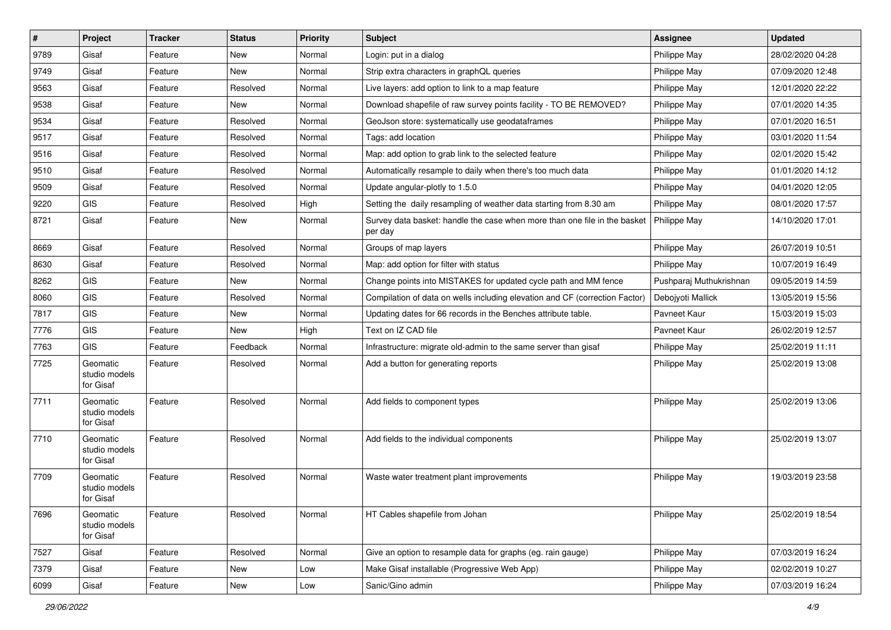| # | Project | Tracker | Status | Priority | Subject | Assignee | Updated |
|---|---|---|---|---|---|---|---|
| 9789 | Gisaf | Feature | New | Normal | Login: put in a dialog | Philippe May | 28/02/2020 04:28 |
| 9749 | Gisaf | Feature | New | Normal | Strip extra characters in graphQL queries | Philippe May | 07/09/2020 12:48 |
| 9563 | Gisaf | Feature | Resolved | Normal | Live layers: add option to link to a map feature | Philippe May | 12/01/2020 22:22 |
| 9538 | Gisaf | Feature | New | Normal | Download shapefile of raw survey points facility - TO BE REMOVED? | Philippe May | 07/01/2020 14:35 |
| 9534 | Gisaf | Feature | Resolved | Normal | GeoJson store: systematically use geodataframes | Philippe May | 07/01/2020 16:51 |
| 9517 | Gisaf | Feature | Resolved | Normal | Tags: add location | Philippe May | 03/01/2020 11:54 |
| 9516 | Gisaf | Feature | Resolved | Normal | Map: add option to grab link to the selected feature | Philippe May | 02/01/2020 15:42 |
| 9510 | Gisaf | Feature | Resolved | Normal | Automatically resample to daily when there's too much data | Philippe May | 01/01/2020 14:12 |
| 9509 | Gisaf | Feature | Resolved | Normal | Update angular-plotly to 1.5.0 | Philippe May | 04/01/2020 12:05 |
| 9220 | GIS | Feature | Resolved | High | Setting the daily resampling of weather data starting from 8.30 am | Philippe May | 08/01/2020 17:57 |
| 8721 | Gisaf | Feature | New | Normal | Survey data basket: handle the case when more than one file in the basket per day | Philippe May | 14/10/2020 17:01 |
| 8669 | Gisaf | Feature | Resolved | Normal | Groups of map layers | Philippe May | 26/07/2019 10:51 |
| 8630 | Gisaf | Feature | Resolved | Normal | Map: add option for filter with status | Philippe May | 10/07/2019 16:49 |
| 8262 | GIS | Feature | New | Normal | Change points into MISTAKES for updated cycle path and MM fence | Pushparaj Muthukrishnan | 09/05/2019 14:59 |
| 8060 | GIS | Feature | Resolved | Normal | Compilation of data on wells including elevation and CF (correction Factor) | Debojyoti Mallick | 13/05/2019 15:56 |
| 7817 | GIS | Feature | New | Normal | Updating dates for 66 records in the Benches attribute table. | Pavneet Kaur | 15/03/2019 15:03 |
| 7776 | GIS | Feature | New | High | Text on IZ CAD file | Pavneet Kaur | 26/02/2019 12:57 |
| 7763 | GIS | Feature | Feedback | Normal | Infrastructure: migrate old-admin to the same server than gisaf | Philippe May | 25/02/2019 11:11 |
| 7725 | Geomatic studio models for Gisaf | Feature | Resolved | Normal | Add a button for generating reports | Philippe May | 25/02/2019 13:08 |
| 7711 | Geomatic studio models for Gisaf | Feature | Resolved | Normal | Add fields to component types | Philippe May | 25/02/2019 13:06 |
| 7710 | Geomatic studio models for Gisaf | Feature | Resolved | Normal | Add fields to the individual components | Philippe May | 25/02/2019 13:07 |
| 7709 | Geomatic studio models for Gisaf | Feature | Resolved | Normal | Waste water treatment plant improvements | Philippe May | 19/03/2019 23:58 |
| 7696 | Geomatic studio models for Gisaf | Feature | Resolved | Normal | HT Cables shapefile from Johan | Philippe May | 25/02/2019 18:54 |
| 7527 | Gisaf | Feature | Resolved | Normal | Give an option to resample data for graphs (eg. rain gauge) | Philippe May | 07/03/2019 16:24 |
| 7379 | Gisaf | Feature | New | Low | Make Gisaf installable (Progressive Web App) | Philippe May | 02/02/2019 10:27 |
| 6099 | Gisaf | Feature | New | Low | Sanic/Gino admin | Philippe May | 07/03/2019 16:24 |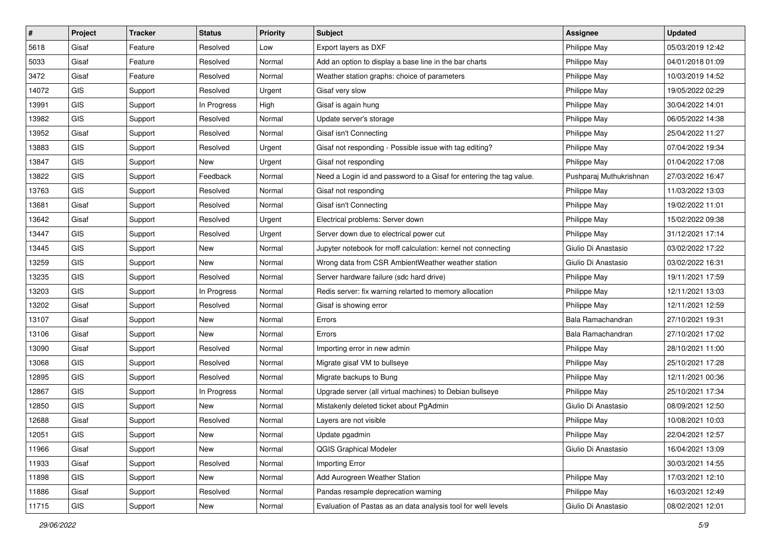| # | Project | Tracker | Status | Priority | Subject | Assignee | Updated |
|---|---|---|---|---|---|---|---|
| 5618 | Gisaf | Feature | Resolved | Low | Export layers as DXF | Philippe May | 05/03/2019 12:42 |
| 5033 | Gisaf | Feature | Resolved | Normal | Add an option to display a base line in the bar charts | Philippe May | 04/01/2018 01:09 |
| 3472 | Gisaf | Feature | Resolved | Normal | Weather station graphs: choice of parameters | Philippe May | 10/03/2019 14:52 |
| 14072 | GIS | Support | Resolved | Urgent | Gisaf very slow | Philippe May | 19/05/2022 02:29 |
| 13991 | GIS | Support | In Progress | High | Gisaf is again hung | Philippe May | 30/04/2022 14:01 |
| 13982 | GIS | Support | Resolved | Normal | Update server's storage | Philippe May | 06/05/2022 14:38 |
| 13952 | Gisaf | Support | Resolved | Normal | Gisaf isn't Connecting | Philippe May | 25/04/2022 11:27 |
| 13883 | GIS | Support | Resolved | Urgent | Gisaf not responding - Possible issue with tag editing? | Philippe May | 07/04/2022 19:34 |
| 13847 | GIS | Support | New | Urgent | Gisaf not responding | Philippe May | 01/04/2022 17:08 |
| 13822 | GIS | Support | Feedback | Normal | Need a Login id and password to a Gisaf for entering the tag value. | Pushparaj Muthukrishnan | 27/03/2022 16:47 |
| 13763 | GIS | Support | Resolved | Normal | Gisaf not responding | Philippe May | 11/03/2022 13:03 |
| 13681 | Gisaf | Support | Resolved | Normal | Gisaf isn't Connecting | Philippe May | 19/02/2022 11:01 |
| 13642 | Gisaf | Support | Resolved | Urgent | Electrical problems: Server down | Philippe May | 15/02/2022 09:38 |
| 13447 | GIS | Support | Resolved | Urgent | Server down due to electrical power cut | Philippe May | 31/12/2021 17:14 |
| 13445 | GIS | Support | New | Normal | Jupyter notebook for rnoff calculation: kernel not connecting | Giulio Di Anastasio | 03/02/2022 17:22 |
| 13259 | GIS | Support | New | Normal | Wrong data from CSR AmbientWeather weather station | Giulio Di Anastasio | 03/02/2022 16:31 |
| 13235 | GIS | Support | Resolved | Normal | Server hardware failure (sdc hard drive) | Philippe May | 19/11/2021 17:59 |
| 13203 | GIS | Support | In Progress | Normal | Redis server: fix warning relarted to memory allocation | Philippe May | 12/11/2021 13:03 |
| 13202 | Gisaf | Support | Resolved | Normal | Gisaf is showing error | Philippe May | 12/11/2021 12:59 |
| 13107 | Gisaf | Support | New | Normal | Errors | Bala Ramachandran | 27/10/2021 19:31 |
| 13106 | Gisaf | Support | New | Normal | Errors | Bala Ramachandran | 27/10/2021 17:02 |
| 13090 | Gisaf | Support | Resolved | Normal | Importing error in new admin | Philippe May | 28/10/2021 11:00 |
| 13068 | GIS | Support | Resolved | Normal | Migrate gisaf VM to bullseye | Philippe May | 25/10/2021 17:28 |
| 12895 | GIS | Support | Resolved | Normal | Migrate backups to Bung | Philippe May | 12/11/2021 00:36 |
| 12867 | GIS | Support | In Progress | Normal | Upgrade server (all virtual machines) to Debian bullseye | Philippe May | 25/10/2021 17:34 |
| 12850 | GIS | Support | New | Normal | Mistakenly deleted ticket about PgAdmin | Giulio Di Anastasio | 08/09/2021 12:50 |
| 12688 | Gisaf | Support | Resolved | Normal | Layers are not visible | Philippe May | 10/08/2021 10:03 |
| 12051 | GIS | Support | New | Normal | Update pgadmin | Philippe May | 22/04/2021 12:57 |
| 11966 | Gisaf | Support | New | Normal | QGIS Graphical Modeler | Giulio Di Anastasio | 16/04/2021 13:09 |
| 11933 | Gisaf | Support | Resolved | Normal | Importing Error | | 30/03/2021 14:55 |
| 11898 | GIS | Support | New | Normal | Add Aurogreen Weather Station | Philippe May | 17/03/2021 12:10 |
| 11886 | Gisaf | Support | Resolved | Normal | Pandas resample deprecation warning | Philippe May | 16/03/2021 12:49 |
| 11715 | GIS | Support | New | Normal | Evaluation of Pastas as an data analysis tool for well levels | Giulio Di Anastasio | 08/02/2021 12:01 |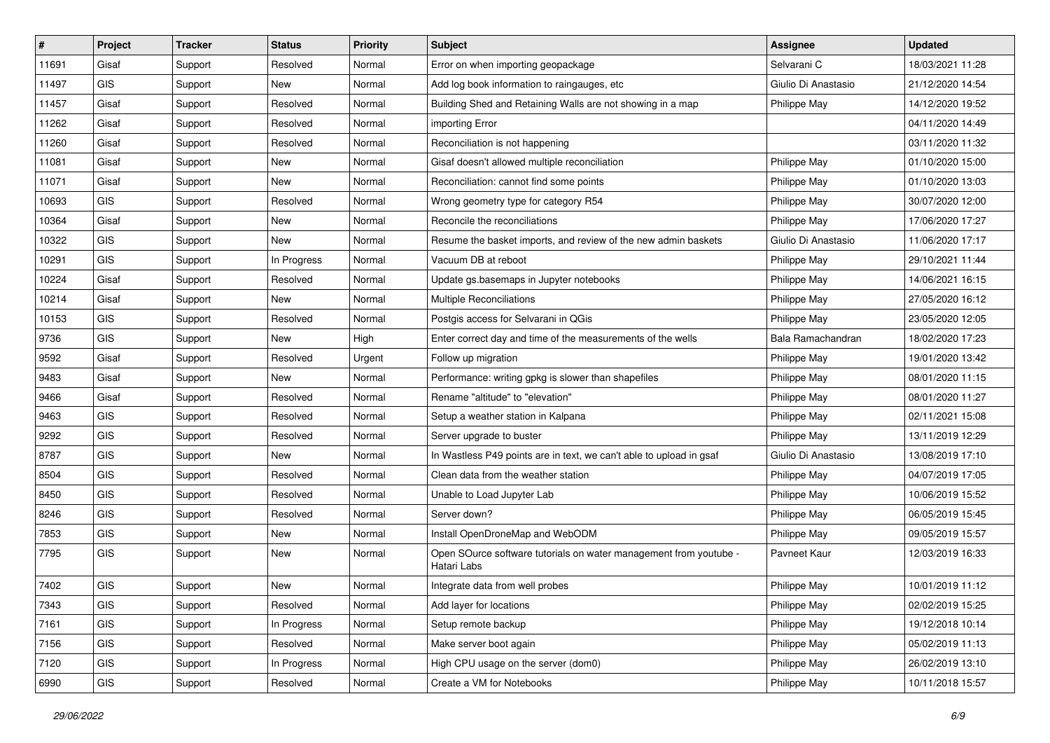| # | Project | Tracker | Status | Priority | Subject | Assignee | Updated |
|---|---|---|---|---|---|---|---|
| 11691 | Gisaf | Support | Resolved | Normal | Error on when importing geopackage | Selvarani C | 18/03/2021 11:28 |
| 11497 | GIS | Support | New | Normal | Add log book information to raingauges, etc | Giulio Di Anastasio | 21/12/2020 14:54 |
| 11457 | Gisaf | Support | Resolved | Normal | Building Shed and Retaining Walls are not showing in a map | Philippe May | 14/12/2020 19:52 |
| 11262 | Gisaf | Support | Resolved | Normal | importing Error | | 04/11/2020 14:49 |
| 11260 | Gisaf | Support | Resolved | Normal | Reconciliation is not happening | | 03/11/2020 11:32 |
| 11081 | Gisaf | Support | New | Normal | Gisaf doesn't allowed multiple reconciliation | Philippe May | 01/10/2020 15:00 |
| 11071 | Gisaf | Support | New | Normal | Reconciliation: cannot find some points | Philippe May | 01/10/2020 13:03 |
| 10693 | GIS | Support | Resolved | Normal | Wrong geometry type for category R54 | Philippe May | 30/07/2020 12:00 |
| 10364 | Gisaf | Support | New | Normal | Reconcile the reconciliations | Philippe May | 17/06/2020 17:27 |
| 10322 | GIS | Support | New | Normal | Resume the basket imports, and review of the new admin baskets | Giulio Di Anastasio | 11/06/2020 17:17 |
| 10291 | GIS | Support | In Progress | Normal | Vacuum DB at reboot | Philippe May | 29/10/2021 11:44 |
| 10224 | Gisaf | Support | Resolved | Normal | Update gs.basemaps in Jupyter notebooks | Philippe May | 14/06/2021 16:15 |
| 10214 | Gisaf | Support | New | Normal | Multiple Reconciliations | Philippe May | 27/05/2020 16:12 |
| 10153 | GIS | Support | Resolved | Normal | Postgis access for Selvarani in QGis | Philippe May | 23/05/2020 12:05 |
| 9736 | GIS | Support | New | High | Enter correct day and time of the measurements of the wells | Bala Ramachandran | 18/02/2020 17:23 |
| 9592 | Gisaf | Support | Resolved | Urgent | Follow up migration | Philippe May | 19/01/2020 13:42 |
| 9483 | Gisaf | Support | New | Normal | Performance: writing gpkg is slower than shapefiles | Philippe May | 08/01/2020 11:15 |
| 9466 | Gisaf | Support | Resolved | Normal | Rename "altitude" to "elevation" | Philippe May | 08/01/2020 11:27 |
| 9463 | GIS | Support | Resolved | Normal | Setup a weather station in Kalpana | Philippe May | 02/11/2021 15:08 |
| 9292 | GIS | Support | Resolved | Normal | Server upgrade to buster | Philippe May | 13/11/2019 12:29 |
| 8787 | GIS | Support | New | Normal | In Wastless P49 points are in text, we can't able to upload in gsaf | Giulio Di Anastasio | 13/08/2019 17:10 |
| 8504 | GIS | Support | Resolved | Normal | Clean data from the weather station | Philippe May | 04/07/2019 17:05 |
| 8450 | GIS | Support | Resolved | Normal | Unable to Load Jupyter Lab | Philippe May | 10/06/2019 15:52 |
| 8246 | GIS | Support | Resolved | Normal | Server down? | Philippe May | 06/05/2019 15:45 |
| 7853 | GIS | Support | New | Normal | Install OpenDroneMap and WebODM | Philippe May | 09/05/2019 15:57 |
| 7795 | GIS | Support | New | Normal | Open SOurce software tutorials on water management from youtube - Hatari Labs | Pavneet Kaur | 12/03/2019 16:33 |
| 7402 | GIS | Support | New | Normal | Integrate data from well probes | Philippe May | 10/01/2019 11:12 |
| 7343 | GIS | Support | Resolved | Normal | Add layer for locations | Philippe May | 02/02/2019 15:25 |
| 7161 | GIS | Support | In Progress | Normal | Setup remote backup | Philippe May | 19/12/2018 10:14 |
| 7156 | GIS | Support | Resolved | Normal | Make server boot again | Philippe May | 05/02/2019 11:13 |
| 7120 | GIS | Support | In Progress | Normal | High CPU usage on the server (dom0) | Philippe May | 26/02/2019 13:10 |
| 6990 | GIS | Support | Resolved | Normal | Create a VM for Notebooks | Philippe May | 10/11/2018 15:57 |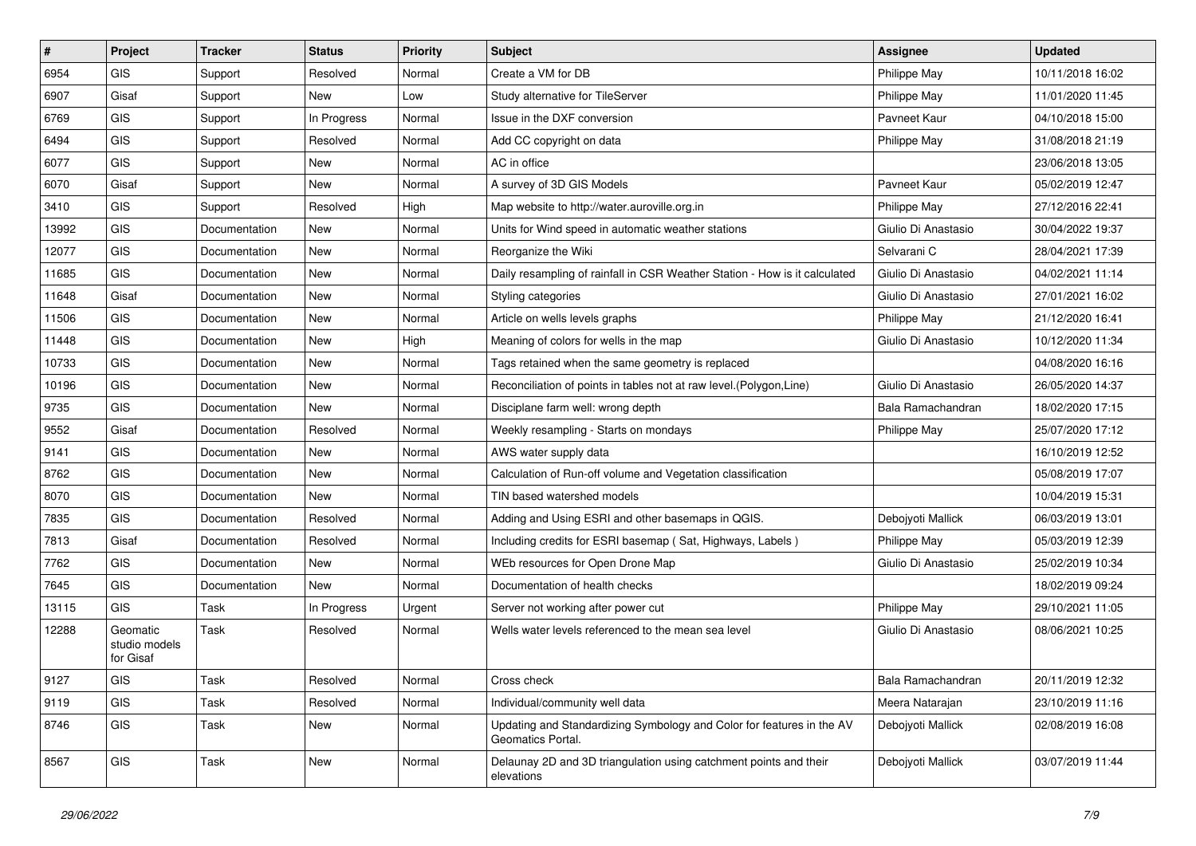| # | Project | Tracker | Status | Priority | Subject | Assignee | Updated |
|---|---|---|---|---|---|---|---|
| 6954 | GIS | Support | Resolved | Normal | Create a VM for DB | Philippe May | 10/11/2018 16:02 |
| 6907 | Gisaf | Support | New | Low | Study alternative for TileServer | Philippe May | 11/01/2020 11:45 |
| 6769 | GIS | Support | In Progress | Normal | Issue in the DXF conversion | Pavneet Kaur | 04/10/2018 15:00 |
| 6494 | GIS | Support | Resolved | Normal | Add CC copyright on data | Philippe May | 31/08/2018 21:19 |
| 6077 | GIS | Support | New | Normal | AC in office | | 23/06/2018 13:05 |
| 6070 | Gisaf | Support | New | Normal | A survey of 3D GIS Models | Pavneet Kaur | 05/02/2019 12:47 |
| 3410 | GIS | Support | Resolved | High | Map website to http://water.auroville.org.in | Philippe May | 27/12/2016 22:41 |
| 13992 | GIS | Documentation | New | Normal | Units for Wind speed in automatic weather stations | Giulio Di Anastasio | 30/04/2022 19:37 |
| 12077 | GIS | Documentation | New | Normal | Reorganize the Wiki | Selvarani C | 28/04/2021 17:39 |
| 11685 | GIS | Documentation | New | Normal | Daily resampling of rainfall in CSR Weather Station - How is it calculated | Giulio Di Anastasio | 04/02/2021 11:14 |
| 11648 | Gisaf | Documentation | New | Normal | Styling categories | Giulio Di Anastasio | 27/01/2021 16:02 |
| 11506 | GIS | Documentation | New | Normal | Article on wells levels graphs | Philippe May | 21/12/2020 16:41 |
| 11448 | GIS | Documentation | New | High | Meaning of colors for wells in the map | Giulio Di Anastasio | 10/12/2020 11:34 |
| 10733 | GIS | Documentation | New | Normal | Tags retained when the same geometry is replaced | | 04/08/2020 16:16 |
| 10196 | GIS | Documentation | New | Normal | Reconciliation of points in tables not at raw level.(Polygon,Line) | Giulio Di Anastasio | 26/05/2020 14:37 |
| 9735 | GIS | Documentation | New | Normal | Disciplane farm well: wrong depth | Bala Ramachandran | 18/02/2020 17:15 |
| 9552 | Gisaf | Documentation | Resolved | Normal | Weekly resampling - Starts on mondays | Philippe May | 25/07/2020 17:12 |
| 9141 | GIS | Documentation | New | Normal | AWS water supply data | | 16/10/2019 12:52 |
| 8762 | GIS | Documentation | New | Normal | Calculation of Run-off volume and Vegetation classification | | 05/08/2019 17:07 |
| 8070 | GIS | Documentation | New | Normal | TIN based watershed models | | 10/04/2019 15:31 |
| 7835 | GIS | Documentation | Resolved | Normal | Adding and Using ESRI and other basemaps in QGIS. | Debojyoti Mallick | 06/03/2019 13:01 |
| 7813 | Gisaf | Documentation | Resolved | Normal | Including credits for ESRI basemap ( Sat, Highways, Labels ) | Philippe May | 05/03/2019 12:39 |
| 7762 | GIS | Documentation | New | Normal | WEb resources for Open Drone Map | Giulio Di Anastasio | 25/02/2019 10:34 |
| 7645 | GIS | Documentation | New | Normal | Documentation of health checks | | 18/02/2019 09:24 |
| 13115 | GIS | Task | In Progress | Urgent | Server not working after power cut | Philippe May | 29/10/2021 11:05 |
| 12288 | Geomatic studio models for Gisaf | Task | Resolved | Normal | Wells water levels referenced to the mean sea level | Giulio Di Anastasio | 08/06/2021 10:25 |
| 9127 | GIS | Task | Resolved | Normal | Cross check | Bala Ramachandran | 20/11/2019 12:32 |
| 9119 | GIS | Task | Resolved | Normal | Individual/community well data | Meera Natarajan | 23/10/2019 11:16 |
| 8746 | GIS | Task | New | Normal | Updating and Standardizing Symbology and Color for features in the AV Geomatics Portal. | Debojyoti Mallick | 02/08/2019 16:08 |
| 8567 | GIS | Task | New | Normal | Delaunay 2D and 3D triangulation using catchment points and their elevations | Debojyoti Mallick | 03/07/2019 11:44 |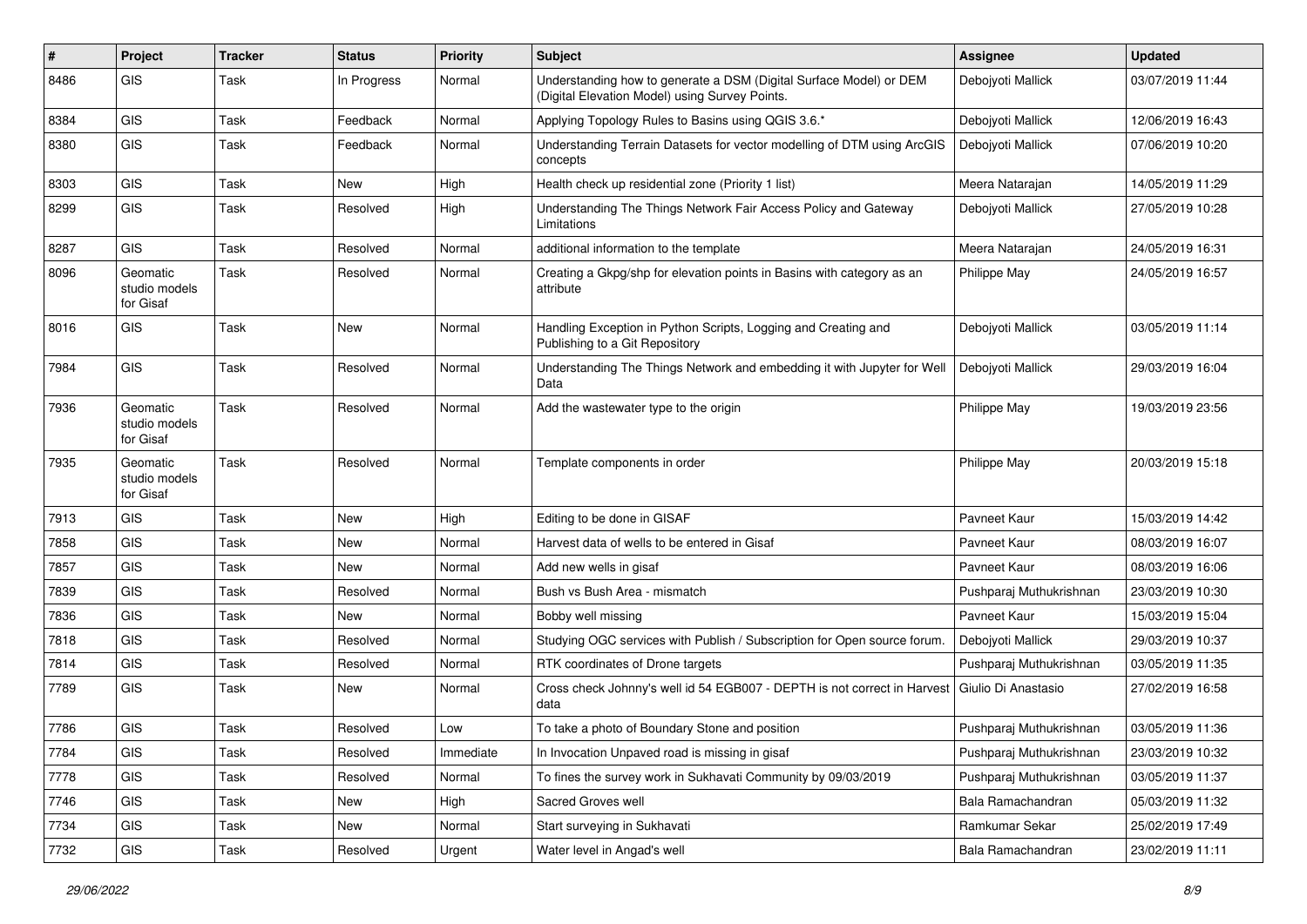| # | Project | Tracker | Status | Priority | Subject | Assignee | Updated |
|---|---|---|---|---|---|---|---|
| 8486 | GIS | Task | In Progress | Normal | Understanding how to generate a DSM (Digital Surface Model) or DEM (Digital Elevation Model) using Survey Points. | Debojyoti Mallick | 03/07/2019 11:44 |
| 8384 | GIS | Task | Feedback | Normal | Applying Topology Rules to Basins using QGIS 3.6.* | Debojyoti Mallick | 12/06/2019 16:43 |
| 8380 | GIS | Task | Feedback | Normal | Understanding Terrain Datasets for vector modelling of DTM using ArcGIS concepts | Debojyoti Mallick | 07/06/2019 10:20 |
| 8303 | GIS | Task | New | High | Health check up residential zone (Priority 1 list) | Meera Natarajan | 14/05/2019 11:29 |
| 8299 | GIS | Task | Resolved | High | Understanding The Things Network Fair Access Policy and Gateway Limitations | Debojyoti Mallick | 27/05/2019 10:28 |
| 8287 | GIS | Task | Resolved | Normal | additional information to the template | Meera Natarajan | 24/05/2019 16:31 |
| 8096 | Geomatic studio models for Gisaf | Task | Resolved | Normal | Creating a Gkpg/shp for elevation points in Basins with category as an attribute | Philippe May | 24/05/2019 16:57 |
| 8016 | GIS | Task | New | Normal | Handling Exception in Python Scripts, Logging and Creating and Publishing to a Git Repository | Debojyoti Mallick | 03/05/2019 11:14 |
| 7984 | GIS | Task | Resolved | Normal | Understanding The Things Network and embedding it with Jupyter for Well Data | Debojyoti Mallick | 29/03/2019 16:04 |
| 7936 | Geomatic studio models for Gisaf | Task | Resolved | Normal | Add the wastewater type to the origin | Philippe May | 19/03/2019 23:56 |
| 7935 | Geomatic studio models for Gisaf | Task | Resolved | Normal | Template components in order | Philippe May | 20/03/2019 15:18 |
| 7913 | GIS | Task | New | High | Editing to be done in GISAF | Pavneet Kaur | 15/03/2019 14:42 |
| 7858 | GIS | Task | New | Normal | Harvest data of wells to be entered in Gisaf | Pavneet Kaur | 08/03/2019 16:07 |
| 7857 | GIS | Task | New | Normal | Add new wells in gisaf | Pavneet Kaur | 08/03/2019 16:06 |
| 7839 | GIS | Task | Resolved | Normal | Bush vs Bush Area - mismatch | Pushparaj Muthukrishnan | 23/03/2019 10:30 |
| 7836 | GIS | Task | New | Normal | Bobby well missing | Pavneet Kaur | 15/03/2019 15:04 |
| 7818 | GIS | Task | Resolved | Normal | Studying OGC services with Publish / Subscription for Open source forum. | Debojyoti Mallick | 29/03/2019 10:37 |
| 7814 | GIS | Task | Resolved | Normal | RTK coordinates of Drone targets | Pushparaj Muthukrishnan | 03/05/2019 11:35 |
| 7789 | GIS | Task | New | Normal | Cross check Johnny's well id 54 EGB007 - DEPTH is not correct in Harvest data | Giulio Di Anastasio | 27/02/2019 16:58 |
| 7786 | GIS | Task | Resolved | Low | To take a photo of Boundary Stone and position | Pushparaj Muthukrishnan | 03/05/2019 11:36 |
| 7784 | GIS | Task | Resolved | Immediate | In Invocation Unpaved road is missing in gisaf | Pushparaj Muthukrishnan | 23/03/2019 10:32 |
| 7778 | GIS | Task | Resolved | Normal | To fines the survey work in Sukhavati Community by 09/03/2019 | Pushparaj Muthukrishnan | 03/05/2019 11:37 |
| 7746 | GIS | Task | New | High | Sacred Groves well | Bala Ramachandran | 05/03/2019 11:32 |
| 7734 | GIS | Task | New | Normal | Start surveying in Sukhavati | Ramkumar Sekar | 25/02/2019 17:49 |
| 7732 | GIS | Task | Resolved | Urgent | Water level in Angad's well | Bala Ramachandran | 23/02/2019 11:11 |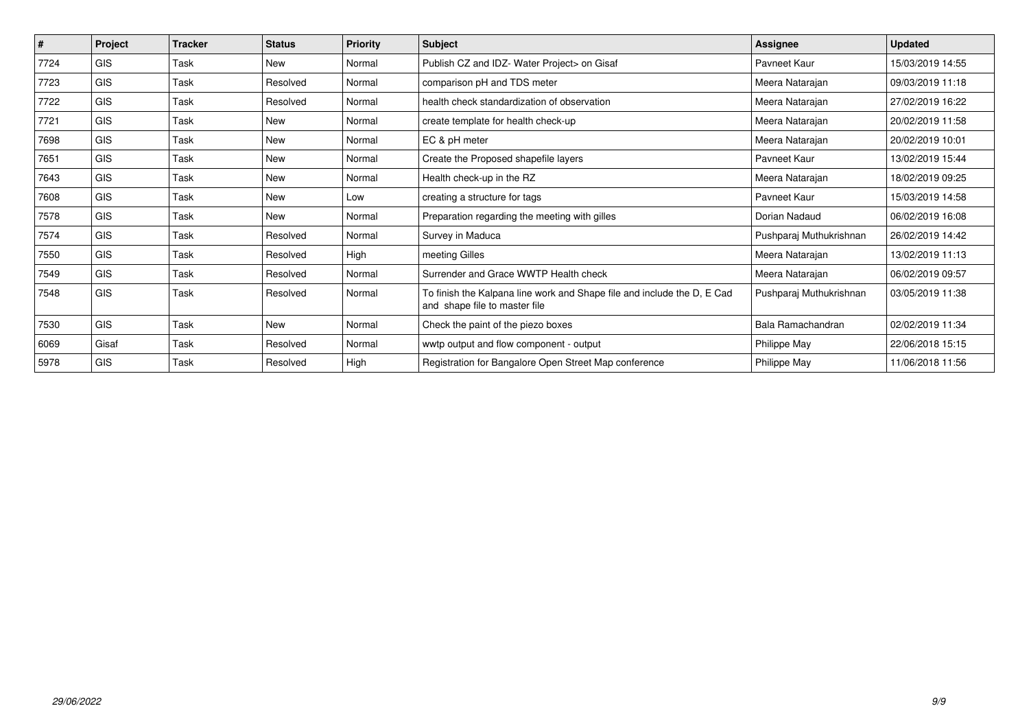| # | Project | Tracker | Status | Priority | Subject | Assignee | Updated |
|---|---|---|---|---|---|---|---|
| 7724 | GIS | Task | New | Normal | Publish CZ and IDZ- Water Project> on Gisaf | Pavneet Kaur | 15/03/2019 14:55 |
| 7723 | GIS | Task | Resolved | Normal | comparison pH and TDS meter | Meera Natarajan | 09/03/2019 11:18 |
| 7722 | GIS | Task | Resolved | Normal | health check standardization of observation | Meera Natarajan | 27/02/2019 16:22 |
| 7721 | GIS | Task | New | Normal | create template for health check-up | Meera Natarajan | 20/02/2019 11:58 |
| 7698 | GIS | Task | New | Normal | EC & pH meter | Meera Natarajan | 20/02/2019 10:01 |
| 7651 | GIS | Task | New | Normal | Create the Proposed shapefile layers | Pavneet Kaur | 13/02/2019 15:44 |
| 7643 | GIS | Task | New | Normal | Health check-up in the RZ | Meera Natarajan | 18/02/2019 09:25 |
| 7608 | GIS | Task | New | Low | creating a structure for tags | Pavneet Kaur | 15/03/2019 14:58 |
| 7578 | GIS | Task | New | Normal | Preparation regarding the meeting with gilles | Dorian Nadaud | 06/02/2019 16:08 |
| 7574 | GIS | Task | Resolved | Normal | Survey in Maduca | Pushparaj Muthukrishnan | 26/02/2019 14:42 |
| 7550 | GIS | Task | Resolved | High | meeting Gilles | Meera Natarajan | 13/02/2019 11:13 |
| 7549 | GIS | Task | Resolved | Normal | Surrender and Grace WWTP Health check | Meera Natarajan | 06/02/2019 09:57 |
| 7548 | GIS | Task | Resolved | Normal | To finish the Kalpana line work and Shape file and include the D, E Cad and shape file to master file | Pushparaj Muthukrishnan | 03/05/2019 11:38 |
| 7530 | GIS | Task | New | Normal | Check the paint of the piezo boxes | Bala Ramachandran | 02/02/2019 11:34 |
| 6069 | Gisaf | Task | Resolved | Normal | wwtp output and flow component - output | Philippe May | 22/06/2018 15:15 |
| 5978 | GIS | Task | Resolved | High | Registration for Bangalore Open Street Map conference | Philippe May | 11/06/2018 11:56 |